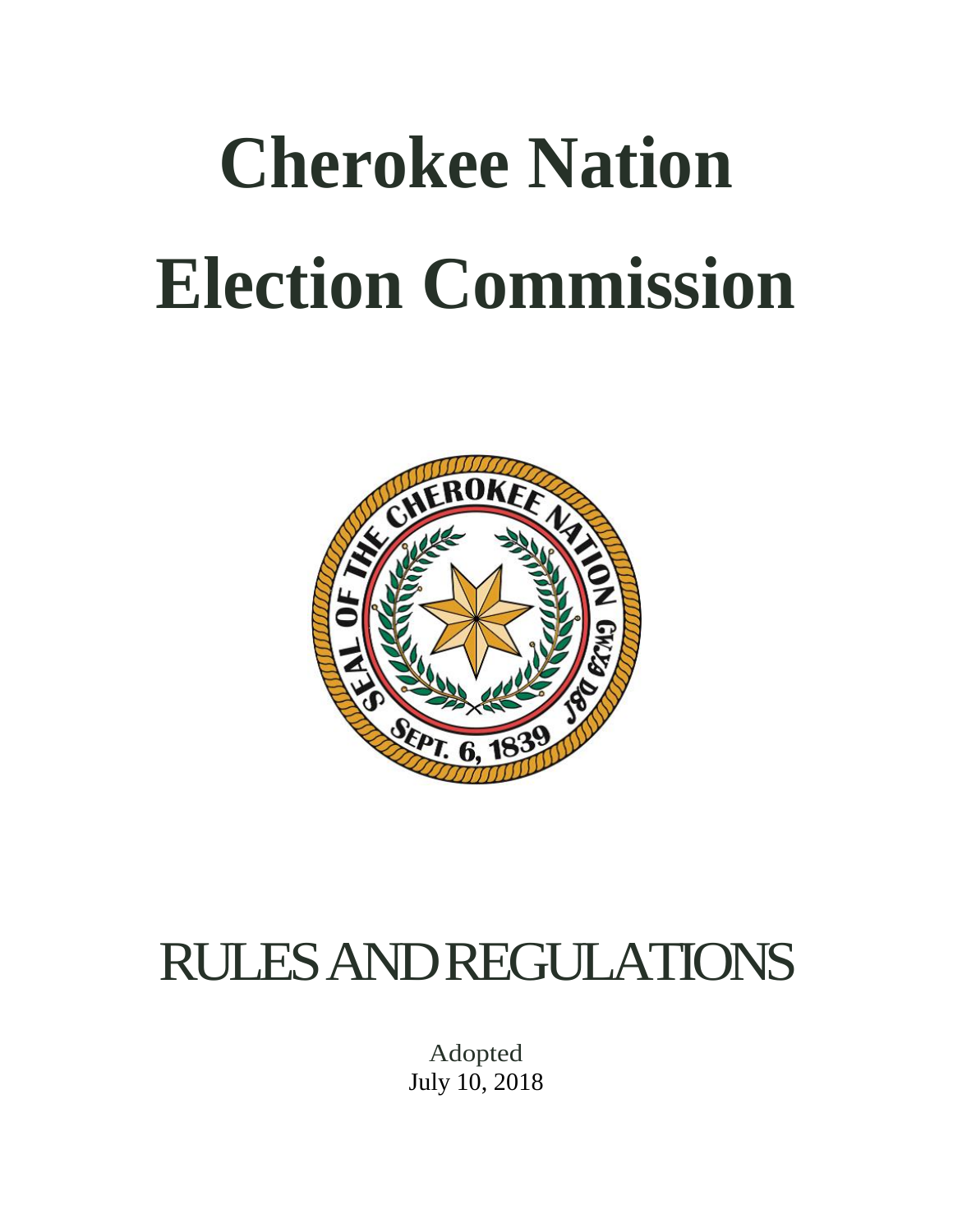# Cherokee Nation Election Commission

# RULES AND REGULATIONS

Adopted
July 10, 2018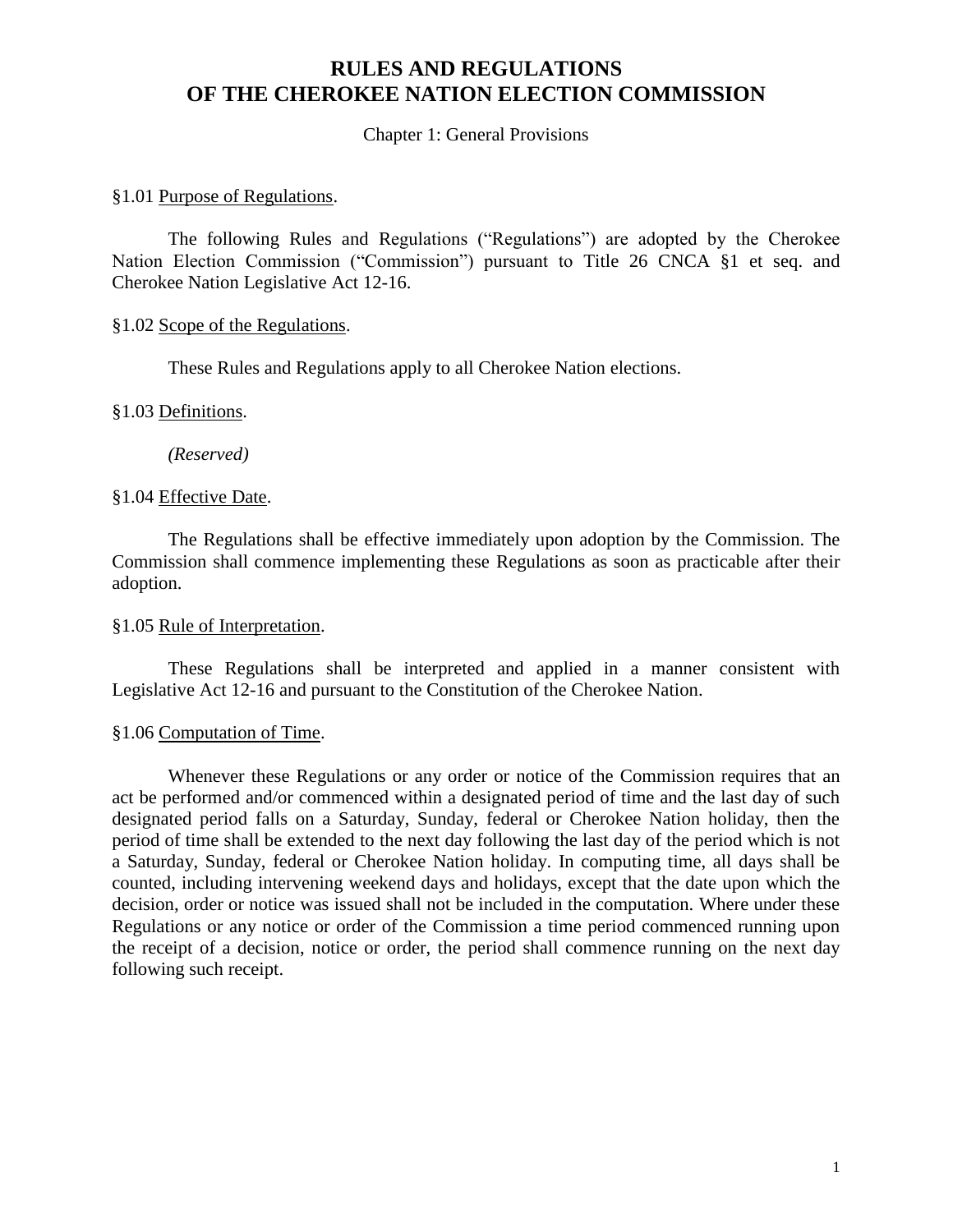# RULES AND REGULATIONS OF THE CHEROKEE NATION ELECTION COMMISSION

Chapter 1: General Provisions

§1.01 Purpose of Regulations.

The following Rules and Regulations ("Regulations") are adopted by the Cherokee Nation Election Commission ("Commission") pursuant to Title 26 CNCA §1 et seq. and Cherokee Nation Legislative Act 12-16.

§1.02 Scope of the Regulations.

These Rules and Regulations apply to all Cherokee Nation elections.

§1.03 Definitions.

*(Reserved)*

§1.04 Effective Date.

The Regulations shall be effective immediately upon adoption by the Commission. The Commission shall commence implementing these Regulations as soon as practicable after their adoption.

§1.05 Rule of Interpretation.

These Regulations shall be interpreted and applied in a manner consistent with Legislative Act 12-16 and pursuant to the Constitution of the Cherokee Nation.

§1.06 Computation of Time.

Whenever these Regulations or any order or notice of the Commission requires that an act be performed and/or commenced within a designated period of time and the last day of such designated period falls on a Saturday, Sunday, federal or Cherokee Nation holiday, then the period of time shall be extended to the next day following the last day of the period which is not a Saturday, Sunday, federal or Cherokee Nation holiday. In computing time, all days shall be counted, including intervening weekend days and holidays, except that the date upon which the decision, order or notice was issued shall not be included in the computation. Where under these Regulations or any notice or order of the Commission a time period commenced running upon the receipt of a decision, notice or order, the period shall commence running on the next day following such receipt.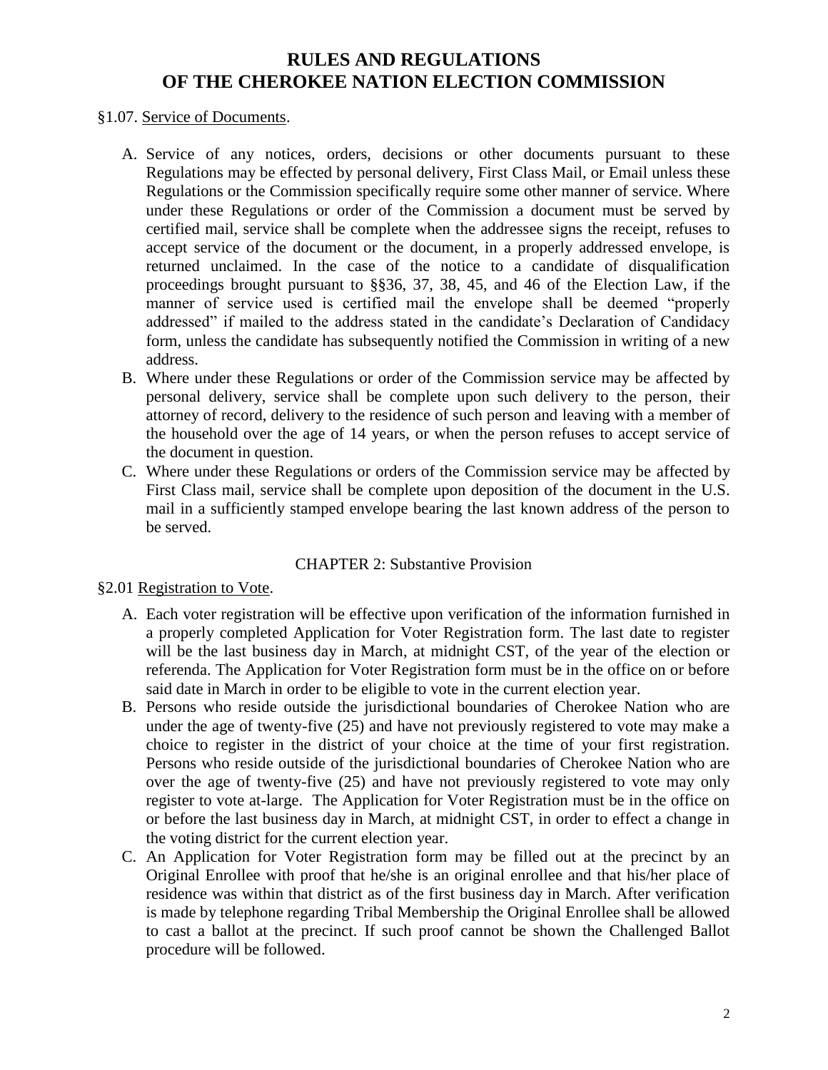# RULES AND REGULATIONS OF THE CHEROKEE NATION ELECTION COMMISSION

§1.07. Service of Documents.

A. Service of any notices, orders, decisions or other documents pursuant to these Regulations may be effected by personal delivery, First Class Mail, or Email unless these Regulations or the Commission specifically require some other manner of service. Where under these Regulations or order of the Commission a document must be served by certified mail, service shall be complete when the addressee signs the receipt, refuses to accept service of the document or the document, in a properly addressed envelope, is returned unclaimed. In the case of the notice to a candidate of disqualification proceedings brought pursuant to §§36, 37, 38, 45, and 46 of the Election Law, if the manner of service used is certified mail the envelope shall be deemed "properly addressed" if mailed to the address stated in the candidate's Declaration of Candidacy form, unless the candidate has subsequently notified the Commission in writing of a new address.

B. Where under these Regulations or order of the Commission service may be affected by personal delivery, service shall be complete upon such delivery to the person, their attorney of record, delivery to the residence of such person and leaving with a member of the household over the age of 14 years, or when the person refuses to accept service of the document in question.

C. Where under these Regulations or orders of the Commission service may be affected by First Class mail, service shall be complete upon deposition of the document in the U.S. mail in a sufficiently stamped envelope bearing the last known address of the person to be served.

## CHAPTER 2: Substantive Provision

§2.01 Registration to Vote.

A. Each voter registration will be effective upon verification of the information furnished in a properly completed Application for Voter Registration form. The last date to register will be the last business day in March, at midnight CST, of the year of the election or referenda. The Application for Voter Registration form must be in the office on or before said date in March in order to be eligible to vote in the current election year.

B. Persons who reside outside the jurisdictional boundaries of Cherokee Nation who are under the age of twenty-five (25) and have not previously registered to vote may make a choice to register in the district of your choice at the time of your first registration. Persons who reside outside of the jurisdictional boundaries of Cherokee Nation who are over the age of twenty-five (25) and have not previously registered to vote may only register to vote at-large. The Application for Voter Registration must be in the office on or before the last business day in March, at midnight CST, in order to effect a change in the voting district for the current election year.

C. An Application for Voter Registration form may be filled out at the precinct by an Original Enrollee with proof that he/she is an original enrollee and that his/her place of residence was within that district as of the first business day in March. After verification is made by telephone regarding Tribal Membership the Original Enrollee shall be allowed to cast a ballot at the precinct. If such proof cannot be shown the Challenged Ballot procedure will be followed.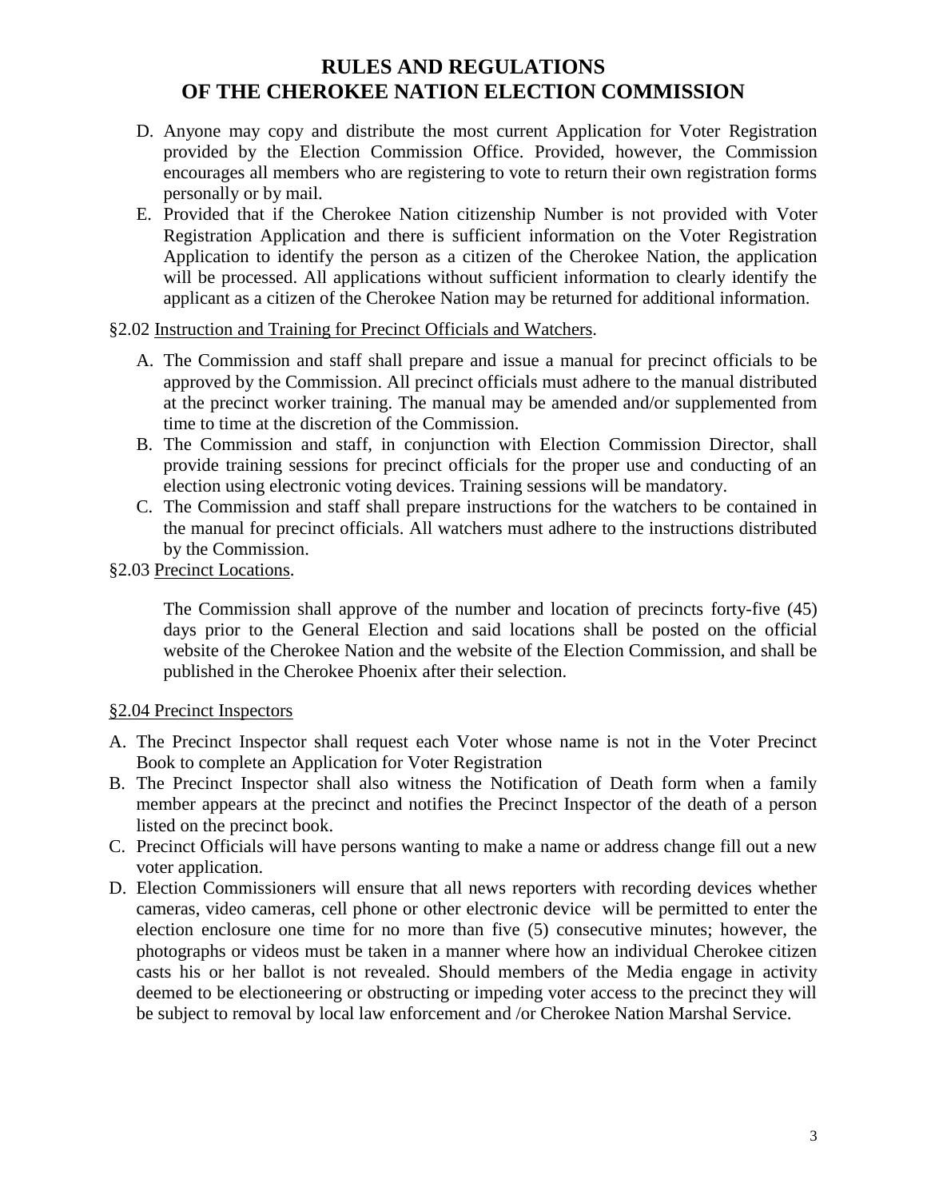D. Anyone may copy and distribute the most current Application for Voter Registration provided by the Election Commission Office. Provided, however, the Commission encourages all members who are registering to vote to return their own registration forms personally or by mail.
E. Provided that if the Cherokee Nation citizenship Number is not provided with Voter Registration Application and there is sufficient information on the Voter Registration Application to identify the person as a citizen of the Cherokee Nation, the application will be processed. All applications without sufficient information to clearly identify the applicant as a citizen of the Cherokee Nation may be returned for additional information.

§2.02 Instruction and Training for Precinct Officials and Watchers.

A. The Commission and staff shall prepare and issue a manual for precinct officials to be approved by the Commission. All precinct officials must adhere to the manual distributed at the precinct worker training. The manual may be amended and/or supplemented from time to time at the discretion of the Commission.
B. The Commission and staff, in conjunction with Election Commission Director, shall provide training sessions for precinct officials for the proper use and conducting of an election using electronic voting devices. Training sessions will be mandatory.
C. The Commission and staff shall prepare instructions for the watchers to be contained in the manual for precinct officials. All watchers must adhere to the instructions distributed by the Commission.

§2.03 Precinct Locations.

The Commission shall approve of the number and location of precincts forty-five (45) days prior to the General Election and said locations shall be posted on the official website of the Cherokee Nation and the website of the Election Commission, and shall be published in the Cherokee Phoenix after their selection.

§2.04 Precinct Inspectors

A. The Precinct Inspector shall request each Voter whose name is not in the Voter Precinct Book to complete an Application for Voter Registration
B. The Precinct Inspector shall also witness the Notification of Death form when a family member appears at the precinct and notifies the Precinct Inspector of the death of a person listed on the precinct book.
C. Precinct Officials will have persons wanting to make a name or address change fill out a new voter application.
D. Election Commissioners will ensure that all news reporters with recording devices whether cameras, video cameras, cell phone or other electronic device will be permitted to enter the election enclosure one time for no more than five (5) consecutive minutes; however, the photographs or videos must be taken in a manner where how an individual Cherokee citizen casts his or her ballot is not revealed. Should members of the Media engage in activity deemed to be electioneering or obstructing or impeding voter access to the precinct they will be subject to removal by local law enforcement and /or Cherokee Nation Marshal Service.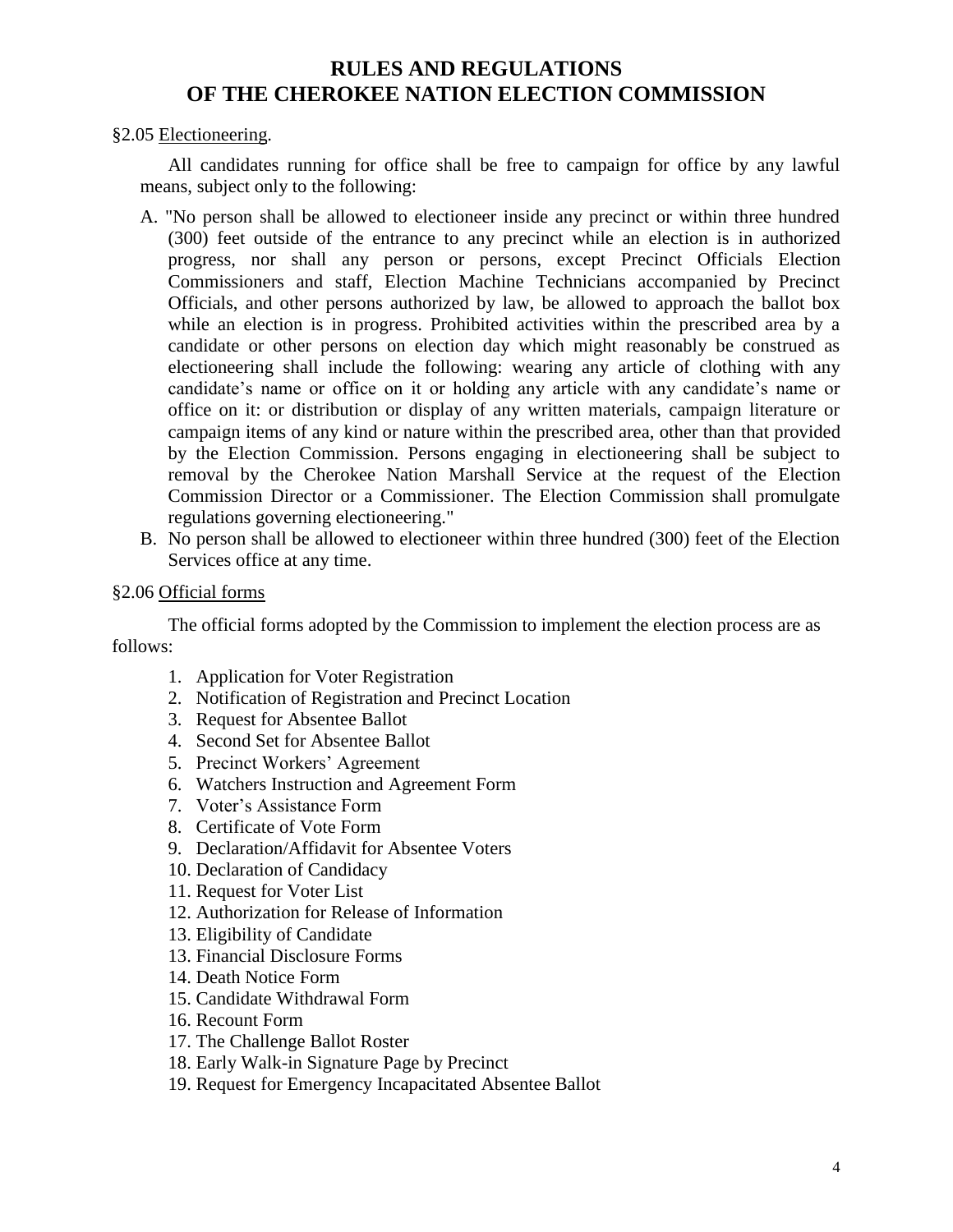# RULES AND REGULATIONS OF THE CHEROKEE NATION ELECTION COMMISSION

§2.05 Electioneering.

All candidates running for office shall be free to campaign for office by any lawful means, subject only to the following:

A. "No person shall be allowed to electioneer inside any precinct or within three hundred (300) feet outside of the entrance to any precinct while an election is in authorized progress, nor shall any person or persons, except Precinct Officials Election Commissioners and staff, Election Machine Technicians accompanied by Precinct Officials, and other persons authorized by law, be allowed to approach the ballot box while an election is in progress. Prohibited activities within the prescribed area by a candidate or other persons on election day which might reasonably be construed as electioneering shall include the following: wearing any article of clothing with any candidate's name or office on it or holding any article with any candidate's name or office on it: or distribution or display of any written materials, campaign literature or campaign items of any kind or nature within the prescribed area, other than that provided by the Election Commission. Persons engaging in electioneering shall be subject to removal by the Cherokee Nation Marshall Service at the request of the Election Commission Director or a Commissioner. The Election Commission shall promulgate regulations governing electioneering."
B. No person shall be allowed to electioneer within three hundred (300) feet of the Election Services office at any time.

§2.06 Official forms

The official forms adopted by the Commission to implement the election process are as follows:

1. Application for Voter Registration
2. Notification of Registration and Precinct Location
3. Request for Absentee Ballot
4. Second Set for Absentee Ballot
5. Precinct Workers' Agreement
6. Watchers Instruction and Agreement Form
7. Voter's Assistance Form
8. Certificate of Vote Form
9. Declaration/Affidavit for Absentee Voters
10. Declaration of Candidacy
11. Request for Voter List
12. Authorization for Release of Information
13. Eligibility of Candidate
13. Financial Disclosure Forms
14. Death Notice Form
15. Candidate Withdrawal Form
16. Recount Form
17. The Challenge Ballot Roster
18. Early Walk-in Signature Page by Precinct
19. Request for Emergency Incapacitated Absentee Ballot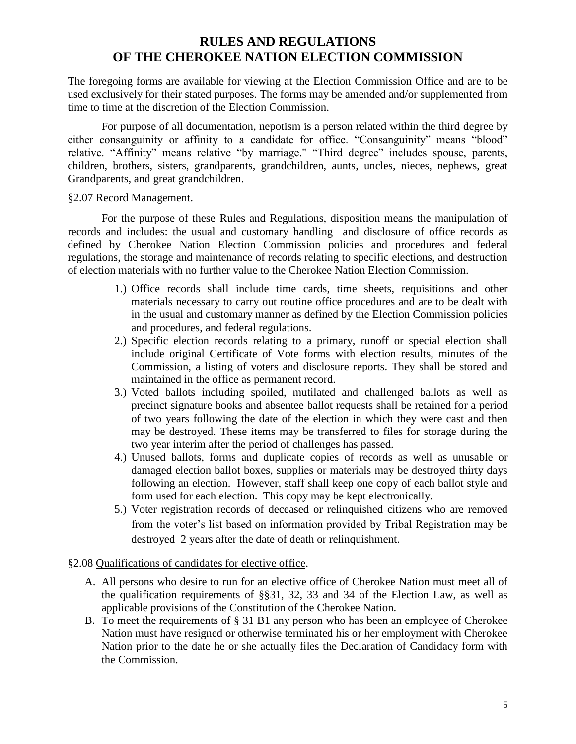# RULES AND REGULATIONS OF THE CHEROKEE NATION ELECTION COMMISSION

The foregoing forms are available for viewing at the Election Commission Office and are to be used exclusively for their stated purposes. The forms may be amended and/or supplemented from time to time at the discretion of the Election Commission.

For purpose of all documentation, nepotism is a person related within the third degree by either consanguinity or affinity to a candidate for office. "Consanguinity" means "blood" relative. "Affinity" means relative "by marriage." "Third degree" includes spouse, parents, children, brothers, sisters, grandparents, grandchildren, aunts, uncles, nieces, nephews, great Grandparents, and great grandchildren.

§2.07 <u>Record Management</u>.

For the purpose of these Rules and Regulations, disposition means the manipulation of records and includes: the usual and customary handling and disclosure of office records as defined by Cherokee Nation Election Commission policies and procedures and federal regulations, the storage and maintenance of records relating to specific elections, and destruction of election materials with no further value to the Cherokee Nation Election Commission.

1.) Office records shall include time cards, time sheets, requisitions and other materials necessary to carry out routine office procedures and are to be dealt with in the usual and customary manner as defined by the Election Commission policies and procedures, and federal regulations.
2.) Specific election records relating to a primary, runoff or special election shall include original Certificate of Vote forms with election results, minutes of the Commission, a listing of voters and disclosure reports. They shall be stored and maintained in the office as permanent record.
3.) Voted ballots including spoiled, mutilated and challenged ballots as well as precinct signature books and absentee ballot requests shall be retained for a period of two years following the date of the election in which they were cast and then may be destroyed. These items may be transferred to files for storage during the two year interim after the period of challenges has passed.
4.) Unused ballots, forms and duplicate copies of records as well as unusable or damaged election ballot boxes, supplies or materials may be destroyed thirty days following an election. However, staff shall keep one copy of each ballot style and form used for each election. This copy may be kept electronically.
5.) Voter registration records of deceased or relinquished citizens who are removed from the voter's list based on information provided by Tribal Registration may be destroyed 2 years after the date of death or relinquishment.

§2.08 <u>Qualifications of candidates for elective office</u>.

A. All persons who desire to run for an elective office of Cherokee Nation must meet all of the qualification requirements of §§31, 32, 33 and 34 of the Election Law, as well as applicable provisions of the Constitution of the Cherokee Nation.
B. To meet the requirements of § 31 B1 any person who has been an employee of Cherokee Nation must have resigned or otherwise terminated his or her employment with Cherokee Nation prior to the date he or she actually files the Declaration of Candidacy form with the Commission.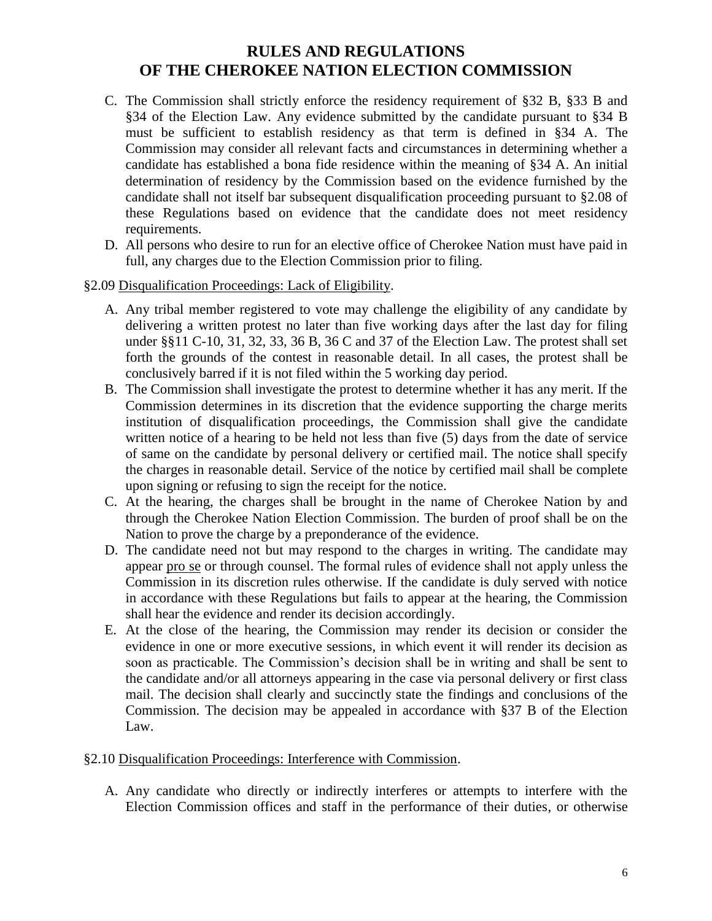C. The Commission shall strictly enforce the residency requirement of §32 B, §33 B and §34 of the Election Law. Any evidence submitted by the candidate pursuant to §34 B must be sufficient to establish residency as that term is defined in §34 A. The Commission may consider all relevant facts and circumstances in determining whether a candidate has established a bona fide residence within the meaning of §34 A. An initial determination of residency by the Commission based on the evidence furnished by the candidate shall not itself bar subsequent disqualification proceeding pursuant to §2.08 of these Regulations based on evidence that the candidate does not meet residency requirements.

D. All persons who desire to run for an elective office of Cherokee Nation must have paid in full, any charges due to the Election Commission prior to filing.

§2.09 Disqualification Proceedings: Lack of Eligibility.

A. Any tribal member registered to vote may challenge the eligibility of any candidate by delivering a written protest no later than five working days after the last day for filing under §§11 C-10, 31, 32, 33, 36 B, 36 C and 37 of the Election Law. The protest shall set forth the grounds of the contest in reasonable detail. In all cases, the protest shall be conclusively barred if it is not filed within the 5 working day period.

B. The Commission shall investigate the protest to determine whether it has any merit. If the Commission determines in its discretion that the evidence supporting the charge merits institution of disqualification proceedings, the Commission shall give the candidate written notice of a hearing to be held not less than five (5) days from the date of service of same on the candidate by personal delivery or certified mail. The notice shall specify the charges in reasonable detail. Service of the notice by certified mail shall be complete upon signing or refusing to sign the receipt for the notice.

C. At the hearing, the charges shall be brought in the name of Cherokee Nation by and through the Cherokee Nation Election Commission. The burden of proof shall be on the Nation to prove the charge by a preponderance of the evidence.

D. The candidate need not but may respond to the charges in writing. The candidate may appear pro se or through counsel. The formal rules of evidence shall not apply unless the Commission in its discretion rules otherwise. If the candidate is duly served with notice in accordance with these Regulations but fails to appear at the hearing, the Commission shall hear the evidence and render its decision accordingly.

E. At the close of the hearing, the Commission may render its decision or consider the evidence in one or more executive sessions, in which event it will render its decision as soon as practicable. The Commission's decision shall be in writing and shall be sent to the candidate and/or all attorneys appearing in the case via personal delivery or first class mail. The decision shall clearly and succinctly state the findings and conclusions of the Commission. The decision may be appealed in accordance with §37 B of the Election Law.

§2.10 Disqualification Proceedings: Interference with Commission.

A. Any candidate who directly or indirectly interferes or attempts to interfere with the Election Commission offices and staff in the performance of their duties, or otherwise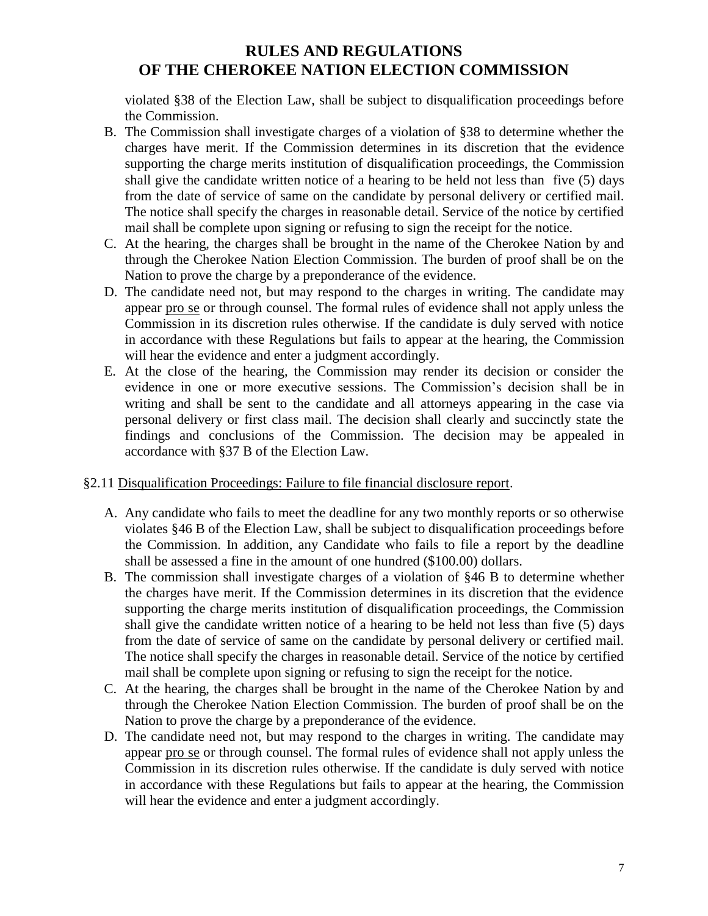violated §38 of the Election Law, shall be subject to disqualification proceedings before the Commission.

B. The Commission shall investigate charges of a violation of §38 to determine whether the charges have merit. If the Commission determines in its discretion that the evidence supporting the charge merits institution of disqualification proceedings, the Commission shall give the candidate written notice of a hearing to be held not less than five (5) days from the date of service of same on the candidate by personal delivery or certified mail. The notice shall specify the charges in reasonable detail. Service of the notice by certified mail shall be complete upon signing or refusing to sign the receipt for the notice.
C. At the hearing, the charges shall be brought in the name of the Cherokee Nation by and through the Cherokee Nation Election Commission. The burden of proof shall be on the Nation to prove the charge by a preponderance of the evidence.
D. The candidate need not, but may respond to the charges in writing. The candidate may appear pro se or through counsel. The formal rules of evidence shall not apply unless the Commission in its discretion rules otherwise. If the candidate is duly served with notice in accordance with these Regulations but fails to appear at the hearing, the Commission will hear the evidence and enter a judgment accordingly.
E. At the close of the hearing, the Commission may render its decision or consider the evidence in one or more executive sessions. The Commission's decision shall be in writing and shall be sent to the candidate and all attorneys appearing in the case via personal delivery or first class mail. The decision shall clearly and succinctly state the findings and conclusions of the Commission. The decision may be appealed in accordance with §37 B of the Election Law.

§2.11 Disqualification Proceedings: Failure to file financial disclosure report.

A. Any candidate who fails to meet the deadline for any two monthly reports or so otherwise violates §46 B of the Election Law, shall be subject to disqualification proceedings before the Commission. In addition, any Candidate who fails to file a report by the deadline shall be assessed a fine in the amount of one hundred ($100.00) dollars.
B. The commission shall investigate charges of a violation of §46 B to determine whether the charges have merit. If the Commission determines in its discretion that the evidence supporting the charge merits institution of disqualification proceedings, the Commission shall give the candidate written notice of a hearing to be held not less than five (5) days from the date of service of same on the candidate by personal delivery or certified mail. The notice shall specify the charges in reasonable detail. Service of the notice by certified mail shall be complete upon signing or refusing to sign the receipt for the notice.
C. At the hearing, the charges shall be brought in the name of the Cherokee Nation by and through the Cherokee Nation Election Commission. The burden of proof shall be on the Nation to prove the charge by a preponderance of the evidence.
D. The candidate need not, but may respond to the charges in writing. The candidate may appear pro se or through counsel. The formal rules of evidence shall not apply unless the Commission in its discretion rules otherwise. If the candidate is duly served with notice in accordance with these Regulations but fails to appear at the hearing, the Commission will hear the evidence and enter a judgment accordingly.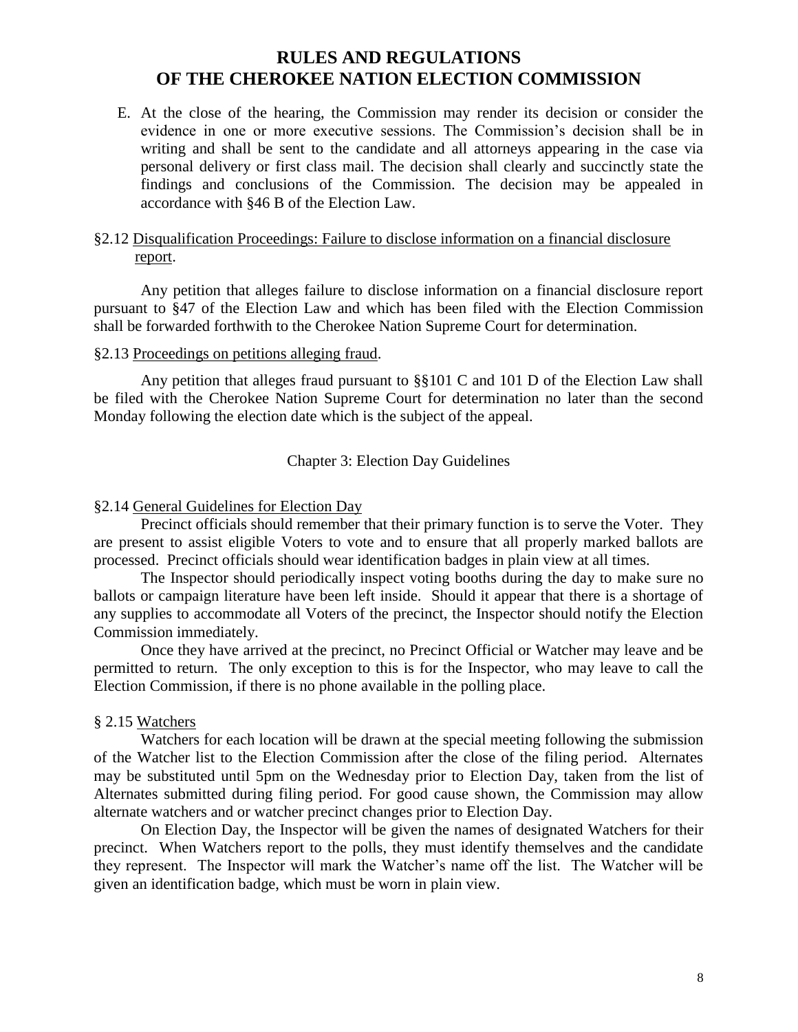E. At the close of the hearing, the Commission may render its decision or consider the evidence in one or more executive sessions. The Commission's decision shall be in writing and shall be sent to the candidate and all attorneys appearing in the case via personal delivery or first class mail. The decision shall clearly and succinctly state the findings and conclusions of the Commission. The decision may be appealed in accordance with §46 B of the Election Law.

§2.12 Disqualification Proceedings: Failure to disclose information on a financial disclosure report.

Any petition that alleges failure to disclose information on a financial disclosure report pursuant to §47 of the Election Law and which has been filed with the Election Commission shall be forwarded forthwith to the Cherokee Nation Supreme Court for determination.

§2.13 Proceedings on petitions alleging fraud.

Any petition that alleges fraud pursuant to §§101 C and 101 D of the Election Law shall be filed with the Cherokee Nation Supreme Court for determination no later than the second Monday following the election date which is the subject of the appeal.

## Chapter 3: Election Day Guidelines

§2.14 General Guidelines for Election Day

Precinct officials should remember that their primary function is to serve the Voter. They are present to assist eligible Voters to vote and to ensure that all properly marked ballots are processed. Precinct officials should wear identification badges in plain view at all times.

The Inspector should periodically inspect voting booths during the day to make sure no ballots or campaign literature have been left inside. Should it appear that there is a shortage of any supplies to accommodate all Voters of the precinct, the Inspector should notify the Election Commission immediately.

Once they have arrived at the precinct, no Precinct Official or Watcher may leave and be permitted to return. The only exception to this is for the Inspector, who may leave to call the Election Commission, if there is no phone available in the polling place.

§ 2.15 Watchers

Watchers for each location will be drawn at the special meeting following the submission of the Watcher list to the Election Commission after the close of the filing period. Alternates may be substituted until 5pm on the Wednesday prior to Election Day, taken from the list of Alternates submitted during filing period. For good cause shown, the Commission may allow alternate watchers and or watcher precinct changes prior to Election Day.

On Election Day, the Inspector will be given the names of designated Watchers for their precinct. When Watchers report to the polls, they must identify themselves and the candidate they represent. The Inspector will mark the Watcher's name off the list. The Watcher will be given an identification badge, which must be worn in plain view.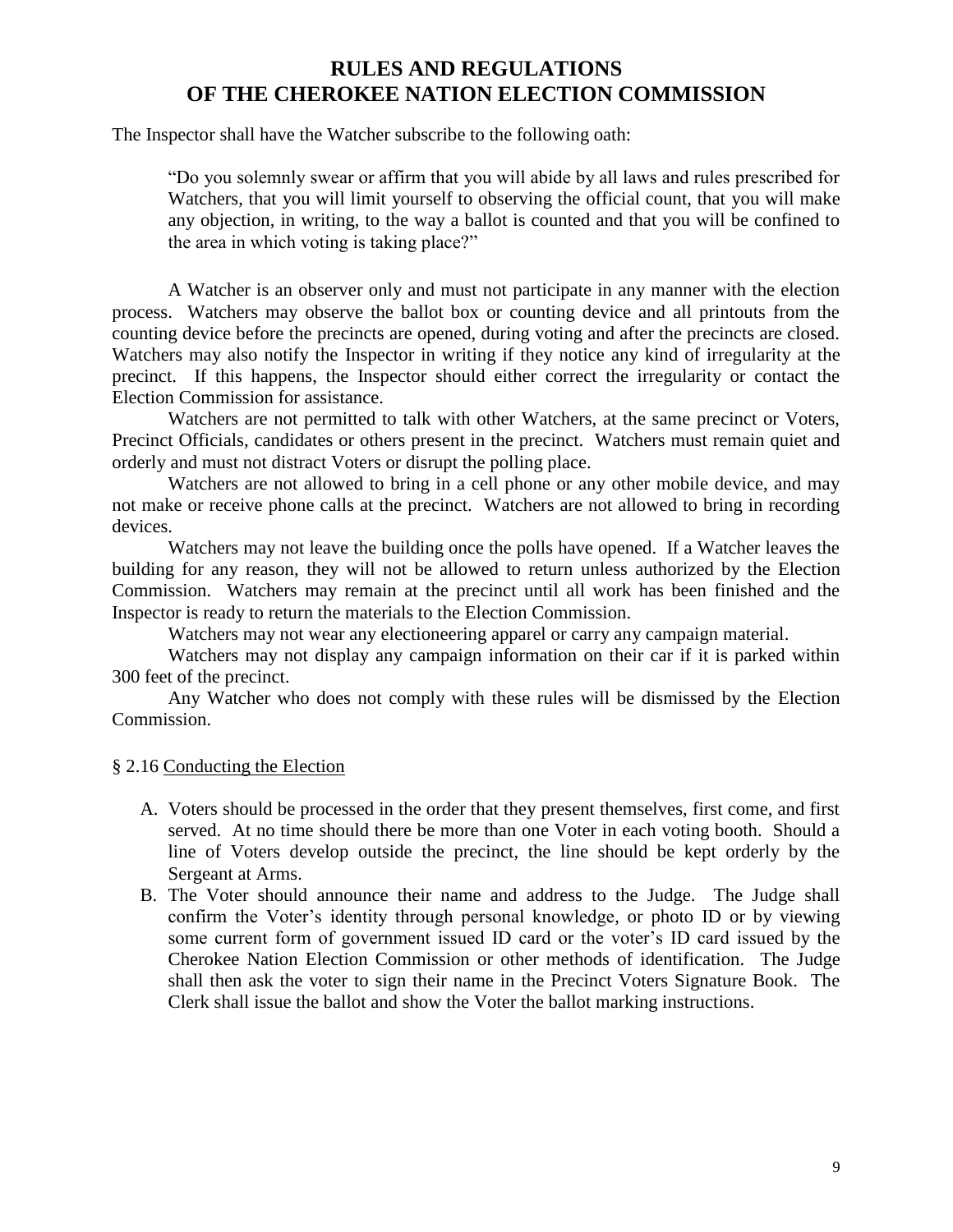The Inspector shall have the Watcher subscribe to the following oath:

> "Do you solemnly swear or affirm that you will abide by all laws and rules prescribed for Watchers, that you will limit yourself to observing the official count, that you will make any objection, in writing, to the way a ballot is counted and that you will be confined to the area in which voting is taking place?"

A Watcher is an observer only and must not participate in any manner with the election process. Watchers may observe the ballot box or counting device and all printouts from the counting device before the precincts are opened, during voting and after the precincts are closed. Watchers may also notify the Inspector in writing if they notice any kind of irregularity at the precinct. If this happens, the Inspector should either correct the irregularity or contact the Election Commission for assistance.

Watchers are not permitted to talk with other Watchers, at the same precinct or Voters, Precinct Officials, candidates or others present in the precinct. Watchers must remain quiet and orderly and must not distract Voters or disrupt the polling place.

Watchers are not allowed to bring in a cell phone or any other mobile device, and may not make or receive phone calls at the precinct. Watchers are not allowed to bring in recording devices.

Watchers may not leave the building once the polls have opened. If a Watcher leaves the building for any reason, they will not be allowed to return unless authorized by the Election Commission. Watchers may remain at the precinct until all work has been finished and the Inspector is ready to return the materials to the Election Commission.

Watchers may not wear any electioneering apparel or carry any campaign material.

Watchers may not display any campaign information on their car if it is parked within 300 feet of the precinct.

Any Watcher who does not comply with these rules will be dismissed by the Election Commission.

§ 2.16 Conducting the Election

A. Voters should be processed in the order that they present themselves, first come, and first served. At no time should there be more than one Voter in each voting booth. Should a line of Voters develop outside the precinct, the line should be kept orderly by the Sergeant at Arms.
B. The Voter should announce their name and address to the Judge. The Judge shall confirm the Voter's identity through personal knowledge, or photo ID or by viewing some current form of government issued ID card or the voter's ID card issued by the Cherokee Nation Election Commission or other methods of identification. The Judge shall then ask the voter to sign their name in the Precinct Voters Signature Book. The Clerk shall issue the ballot and show the Voter the ballot marking instructions.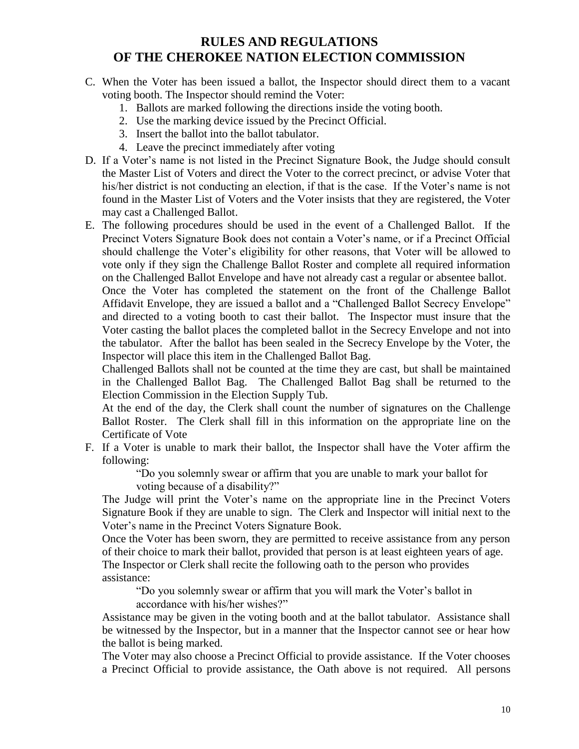# RULES AND REGULATIONS OF THE CHEROKEE NATION ELECTION COMMISSION

C. When the Voter has been issued a ballot, the Inspector should direct them to a vacant voting booth. The Inspector should remind the Voter:
   1. Ballots are marked following the directions inside the voting booth.
   2. Use the marking device issued by the Precinct Official.
   3. Insert the ballot into the ballot tabulator.
   4. Leave the precinct immediately after voting

D. If a Voter's name is not listed in the Precinct Signature Book, the Judge should consult the Master List of Voters and direct the Voter to the correct precinct, or advise Voter that his/her district is not conducting an election, if that is the case. If the Voter's name is not found in the Master List of Voters and the Voter insists that they are registered, the Voter may cast a Challenged Ballot.

E. The following procedures should be used in the event of a Challenged Ballot. If the Precinct Voters Signature Book does not contain a Voter's name, or if a Precinct Official should challenge the Voter's eligibility for other reasons, that Voter will be allowed to vote only if they sign the Challenge Ballot Roster and complete all required information on the Challenged Ballot Envelope and have not already cast a regular or absentee ballot.

   Once the Voter has completed the statement on the front of the Challenge Ballot Affidavit Envelope, they are issued a ballot and a "Challenged Ballot Secrecy Envelope" and directed to a voting booth to cast their ballot. The Inspector must insure that the Voter casting the ballot places the completed ballot in the Secrecy Envelope and not into the tabulator. After the ballot has been sealed in the Secrecy Envelope by the Voter, the Inspector will place this item in the Challenged Ballot Bag.

   Challenged Ballots shall not be counted at the time they are cast, but shall be maintained in the Challenged Ballot Bag. The Challenged Ballot Bag shall be returned to the Election Commission in the Election Supply Tub.

   At the end of the day, the Clerk shall count the number of signatures on the Challenge Ballot Roster. The Clerk shall fill in this information on the appropriate line on the Certificate of Vote

F. If a Voter is unable to mark their ballot, the Inspector shall have the Voter affirm the following:

   > "Do you solemnly swear or affirm that you are unable to mark your ballot for voting because of a disability?"

   The Judge will print the Voter's name on the appropriate line in the Precinct Voters Signature Book if they are unable to sign. The Clerk and Inspector will initial next to the Voter's name in the Precinct Voters Signature Book.

   Once the Voter has been sworn, they are permitted to receive assistance from any person of their choice to mark their ballot, provided that person is at least eighteen years of age. The Inspector or Clerk shall recite the following oath to the person who provides assistance:

   > "Do you solemnly swear or affirm that you will mark the Voter's ballot in accordance with his/her wishes?"

   Assistance may be given in the voting booth and at the ballot tabulator. Assistance shall be witnessed by the Inspector, but in a manner that the Inspector cannot see or hear how the ballot is being marked.

   The Voter may also choose a Precinct Official to provide assistance. If the Voter chooses a Precinct Official to provide assistance, the Oath above is not required. All persons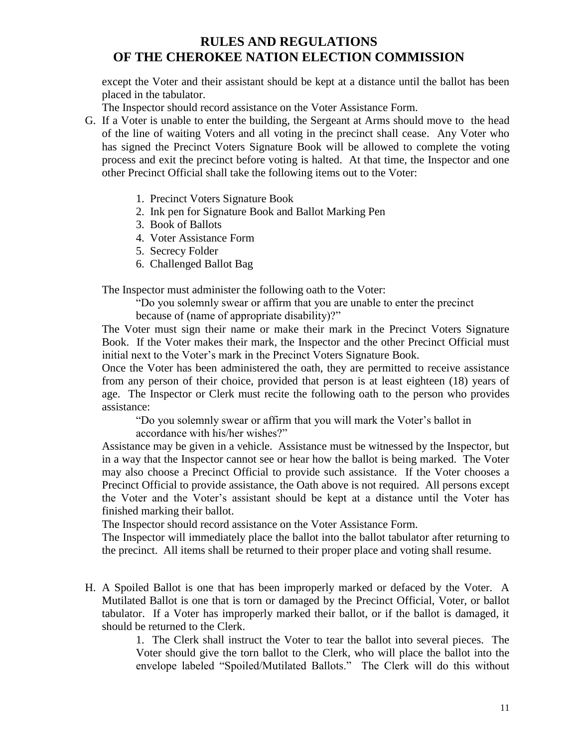except the Voter and their assistant should be kept at a distance until the ballot has been placed in the tabulator.

The Inspector should record assistance on the Voter Assistance Form.

G. If a Voter is unable to enter the building, the Sergeant at Arms should move to the head of the line of waiting Voters and all voting in the precinct shall cease. Any Voter who has signed the Precinct Voters Signature Book will be allowed to complete the voting process and exit the precinct before voting is halted. At that time, the Inspector and one other Precinct Official shall take the following items out to the Voter:

    1. Precinct Voters Signature Book
    2. Ink pen for Signature Book and Ballot Marking Pen
    3. Book of Ballots
    4. Voter Assistance Form
    5. Secrecy Folder
    6. Challenged Ballot Bag

   The Inspector must administer the following oath to the Voter:

   > "Do you solemnly swear or affirm that you are unable to enter the precinct because of (name of appropriate disability)?"

   The Voter must sign their name or make their mark in the Precinct Voters Signature Book. If the Voter makes their mark, the Inspector and the other Precinct Official must initial next to the Voter's mark in the Precinct Voters Signature Book.

   Once the Voter has been administered the oath, they are permitted to receive assistance from any person of their choice, provided that person is at least eighteen (18) years of age. The Inspector or Clerk must recite the following oath to the person who provides assistance:

   > "Do you solemnly swear or affirm that you will mark the Voter's ballot in accordance with his/her wishes?"

   Assistance may be given in a vehicle. Assistance must be witnessed by the Inspector, but in a way that the Inspector cannot see or hear how the ballot is being marked. The Voter may also choose a Precinct Official to provide such assistance. If the Voter chooses a Precinct Official to provide assistance, the Oath above is not required. All persons except the Voter and the Voter's assistant should be kept at a distance until the Voter has finished marking their ballot.

   The Inspector should record assistance on the Voter Assistance Form.

   The Inspector will immediately place the ballot into the ballot tabulator after returning to the precinct. All items shall be returned to their proper place and voting shall resume.

H. A Spoiled Ballot is one that has been improperly marked or defaced by the Voter. A Mutilated Ballot is one that is torn or damaged by the Precinct Official, Voter, or ballot tabulator. If a Voter has improperly marked their ballot, or if the ballot is damaged, it should be returned to the Clerk.

    1. The Clerk shall instruct the Voter to tear the ballot into several pieces. The Voter should give the torn ballot to the Clerk, who will place the ballot into the envelope labeled "Spoiled/Mutilated Ballots." The Clerk will do this without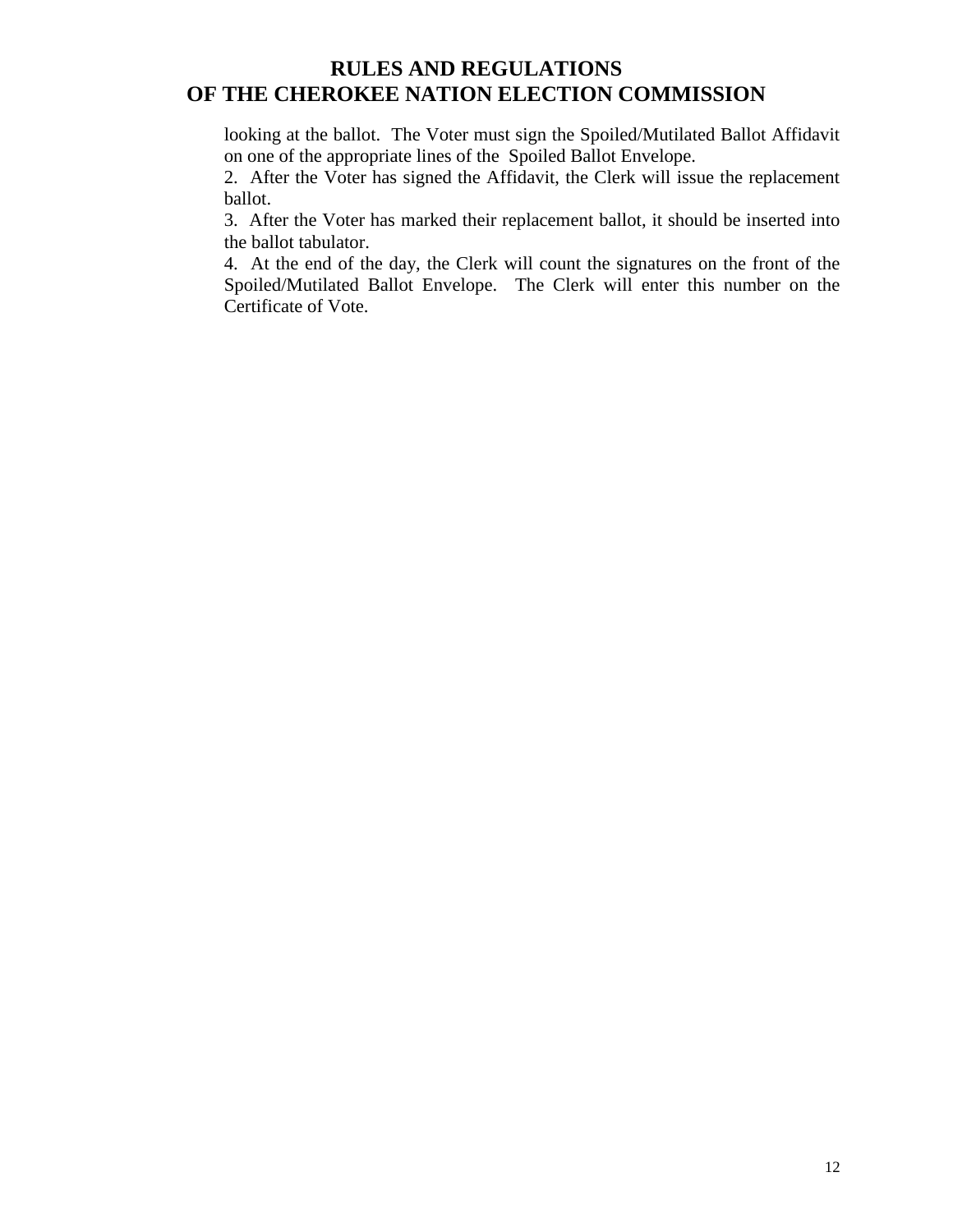looking at the ballot. The Voter must sign the Spoiled/Mutilated Ballot Affidavit on one of the appropriate lines of the Spoiled Ballot Envelope.

2. After the Voter has signed the Affidavit, the Clerk will issue the replacement ballot.

3. After the Voter has marked their replacement ballot, it should be inserted into the ballot tabulator.

4. At the end of the day, the Clerk will count the signatures on the front of the Spoiled/Mutilated Ballot Envelope. The Clerk will enter this number on the Certificate of Vote.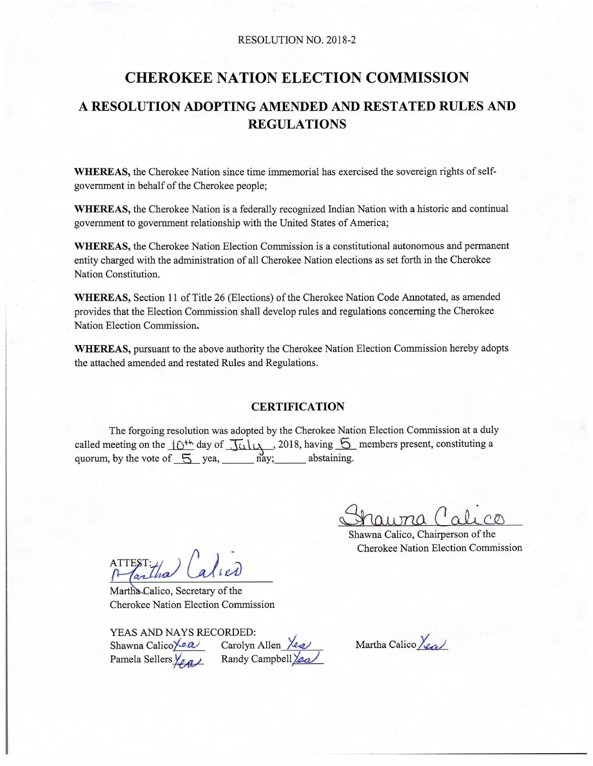RESOLUTION NO. 2018-2

# CHEROKEE NATION ELECTION COMMISSION

## A RESOLUTION ADOPTING AMENDED AND RESTATED RULES AND REGULATIONS

**WHEREAS,** the Cherokee Nation since time immemorial has exercised the sovereign rights of self-government in behalf of the Cherokee people;

**WHEREAS,** the Cherokee Nation is a federally recognized Indian Nation with a historic and continual government to government relationship with the United States of America;

**WHEREAS,** the Cherokee Nation Election Commission is a constitutional autonomous and permanent entity charged with the administration of all Cherokee Nation elections as set forth in the Cherokee Nation Constitution.

**WHEREAS,** Section 11 of Title 26 (Elections) of the Cherokee Nation Code Annotated, as amended provides that the Election Commission shall develop rules and regulations concerning the Cherokee Nation Election Commission.

**WHEREAS,** pursuant to the above authority the Cherokee Nation Election Commission hereby adopts the attached amended and restated Rules and Regulations.

### CERTIFICATION

The forgoing resolution was adopted by the Cherokee Nation Election Commission at a duly called meeting on the 10th day of July, 2018, having 5 members present, constituting a quorum, by the vote of 5 yea, ______ nay; ______ abstaining.

Shawna Calico
Shawna Calico, Chairperson of the Cherokee Nation Election Commission

ATTEST: Martha Calico
Martha Calico, Secretary of the Cherokee Nation Election Commission

YEAS AND NAYS RECORDED:

Shawna Calico Yea
Carolyn Allen Yea
Martha Calico Yea
Pamela Sellers Yea
Randy Campbell Yea